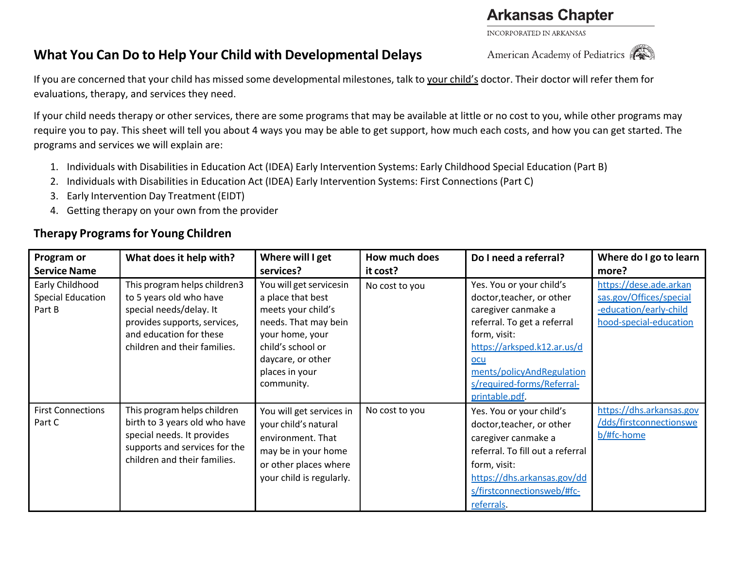Arkansas Chapter

INCORPORATED IN ARKANSAS

American Academy of Pediatrics

# What You Can Do to Help Your Child with Developmental Delays

If you are concerned that your child has missed some developmental milestones, talk to your child's doctor. Their doctor will refer them for evaluations, therapy, and services they need.

If your child needs therapy or other services, there are some programs that may be available at little or no cost to you, while other programs may require you to pay. This sheet will tell you about 4 ways you may be able to get support, how much each costs, and how you can get started. The programs and services we will explain are:

1. Individuals with Disabilities in Education Act (IDEA) Early Intervention Systems: Early Childhood Special Education (Part B)
2. Individuals with Disabilities in Education Act (IDEA) Early Intervention Systems: First Connections (Part C)
3. Early Intervention Day Treatment (EIDT)
4. Getting therapy on your own from the provider

## Therapy Programs for Young Children

| Program or Service Name | What does it help with? | Where will I get services? | How much does it cost? | Do I need a referral? | Where do I go to learn more? |
|---|---|---|---|---|---|
| Early Childhood Special Education Part B | This program helps children3 to 5 years old who have special needs/delay. It provides supports, services, and education for these children and their families. | You will get servicesin a place that best meets your child's needs. That may bein your home, your child's school or daycare, or other places in your community. | No cost to you | Yes. You or your child's doctor,teacher, or other caregiver canmake a referral. To get a referral form, visit: https://arksped.k12.ar.us/documents/policyAndRegulations/required-forms/Referral-printable.pdf. | https://dese.ade.arkansas.gov/Offices/special-education/early-childhood-special-education |
| First Connections Part C | This program helps children birth to 3 years old who have special needs. It provides supports and services for the children and their families. | You will get services in your child's natural environment. That may be in your home or other places where your child is regularly. | No cost to you | Yes. You or your child's doctor,teacher, or other caregiver canmake a referral. To fill out a referral form, visit: https://dhs.arkansas.gov/dds/firstconnectionsweb/#fc-referrals. | https://dhs.arkansas.gov/dds/firstconnectionsweb/#fc-home |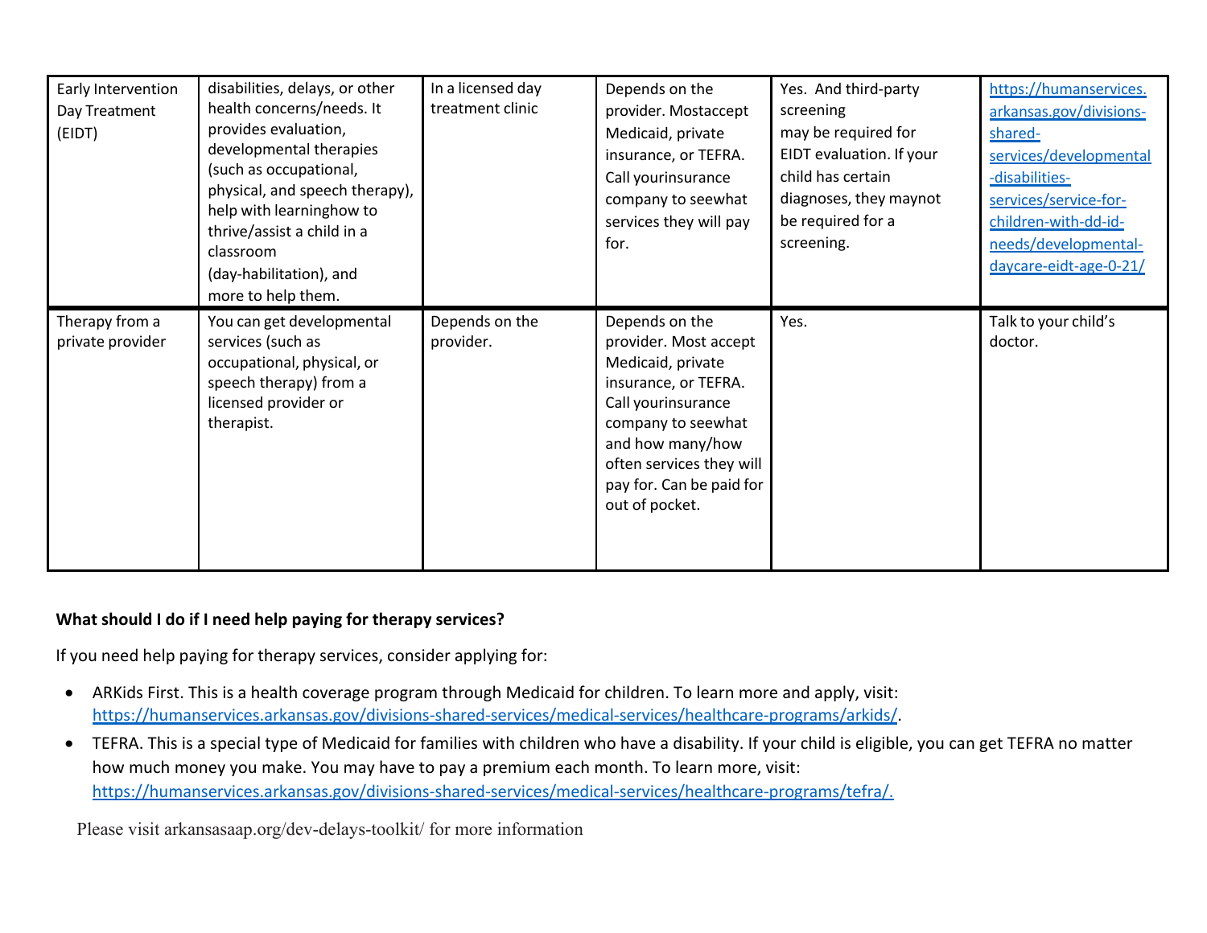| | | | | | |
|---|---|---|---|---|---|
| Early Intervention Day Treatment (EIDT) | disabilities, delays, or other health concerns/needs. It provides evaluation, developmental therapies (such as occupational, physical, and speech therapy), help with learninghow to thrive/assist a child in a classroom (day-habilitation), and more to help them. | In a licensed day treatment clinic | Depends on the provider. Mostaccept Medicaid, private insurance, or TEFRA. Call yourinsurance company to seewhat services they will pay for. | Yes. And third-party screening may be required for EIDT evaluation. If your child has certain diagnoses, they maynot be required for a screening. | https://humanservices.arkansas.gov/divisions-shared-services/developmental-disabilities-services/service-for-children-with-dd-id-needs/developmental-daycare-eidt-age-0-21/ |
| Therapy from a private provider | You can get developmental services (such as occupational, physical, or speech therapy) from a licensed provider or therapist. | Depends on the provider. | Depends on the provider. Most accept Medicaid, private insurance, or TEFRA. Call yourinsurance company to seewhat and how many/how often services they will pay for. Can be paid for out of pocket. | Yes. | Talk to your child's doctor. |

**What should I do if I need help paying for therapy services?**

If you need help paying for therapy services, consider applying for:

- ARKids First. This is a health coverage program through Medicaid for children. To learn more and apply, visit: https://humanservices.arkansas.gov/divisions-shared-services/medical-services/healthcare-programs/arkids/.
- TEFRA. This is a special type of Medicaid for families with children who have a disability. If your child is eligible, you can get TEFRA no matter how much money you make. You may have to pay a premium each month. To learn more, visit: https://humanservices.arkansas.gov/divisions-shared-services/medical-services/healthcare-programs/tefra/.

Please visit arkansasaap.org/dev-delays-toolkit/ for more information